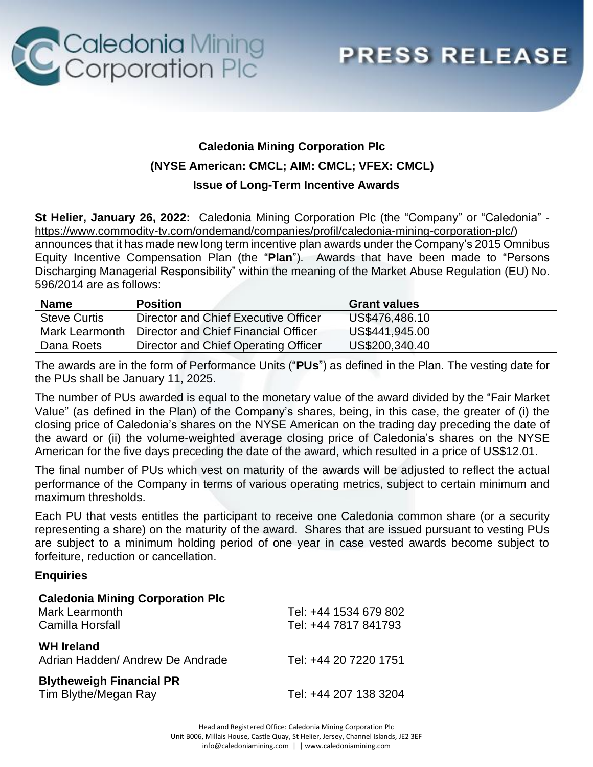**PRESS RELEASE**

# Caledonia Mining Corporation Plc

## (NYSE American: CMCL; AIM: CMCL; VFEX: CMCL)

## Issue of Long-Term Incentive Awards

**St Helier, January 26, 2022:** Caledonia Mining Corporation Plc (the "Company" or "Caledonia" - https://www.commodity-tv.com/ondemand/companies/profil/caledonia-mining-corporation-plc/) announces that it has made new long term incentive plan awards under the Company's 2015 Omnibus Equity Incentive Compensation Plan (the "**Plan**"). Awards that have been made to "Persons Discharging Managerial Responsibility" within the meaning of the Market Abuse Regulation (EU) No. 596/2014 are as follows:

| Name | Position | Grant values |
|---|---|---|
| Steve Curtis | Director and Chief Executive Officer | US$476,486.10 |
| Mark Learmonth | Director and Chief Financial Officer | US$441,945.00 |
| Dana Roets | Director and Chief Operating Officer | US$200,340.40 |

The awards are in the form of Performance Units ("**PUs**") as defined in the Plan. The vesting date for the PUs shall be January 11, 2025.

The number of PUs awarded is equal to the monetary value of the award divided by the "Fair Market Value" (as defined in the Plan) of the Company's shares, being, in this case, the greater of (i) the closing price of Caledonia's shares on the NYSE American on the trading day preceding the date of the award or (ii) the volume-weighted average closing price of Caledonia's shares on the NYSE American for the five days preceding the date of the award, which resulted in a price of US$12.01.

The final number of PUs which vest on maturity of the awards will be adjusted to reflect the actual performance of the Company in terms of various operating metrics, subject to certain minimum and maximum thresholds.

Each PU that vests entitles the participant to receive one Caledonia common share (or a security representing a share) on the maturity of the award. Shares that are issued pursuant to vesting PUs are subject to a minimum holding period of one year in case vested awards become subject to forfeiture, reduction or cancellation.

### Enquiries

**Caledonia Mining Corporation Plc**
Mark Learmonth — Tel: +44 1534 679 802
Camilla Horsfall — Tel: +44 7817 841793

**WH Ireland**
Adrian Hadden/ Andrew De Andrade — Tel: +44 20 7220 1751

**Blytheweigh Financial PR**
Tim Blythe/Megan Ray — Tel: +44 207 138 3204

Head and Registered Office: Caledonia Mining Corporation Plc
Unit B006, Millais House, Castle Quay, St Helier, Jersey, Channel Islands, JE2 3EF
info@caledoniamining.com | | www.caledoniamining.com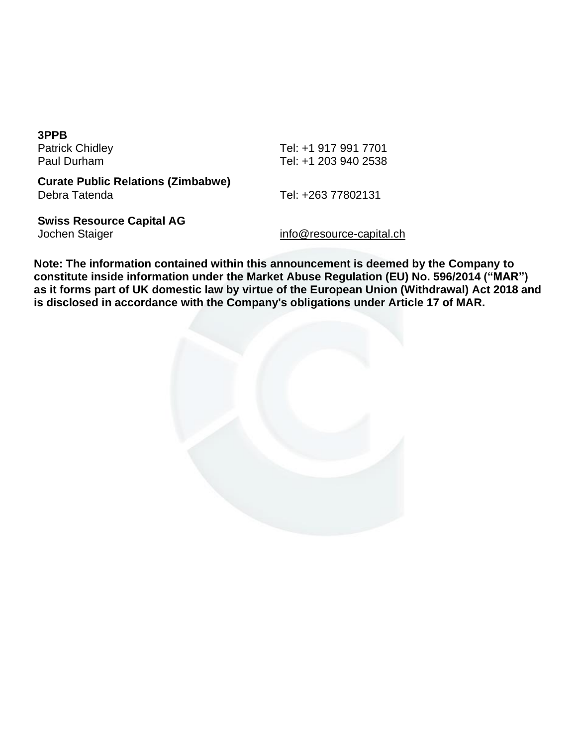**3PPB**

Patrick Chidley Tel: +1 917 991 7701

Paul Durham Tel: +1 203 940 2538

**Curate Public Relations (Zimbabwe)**

Debra Tatenda Tel: +263 77802131

**Swiss Resource Capital AG**

Jochen Staiger info@resource-capital.ch

**Note: The information contained within this announcement is deemed by the Company to constitute inside information under the Market Abuse Regulation (EU) No. 596/2014 ("MAR") as it forms part of UK domestic law by virtue of the European Union (Withdrawal) Act 2018 and is disclosed in accordance with the Company's obligations under Article 17 of MAR.**